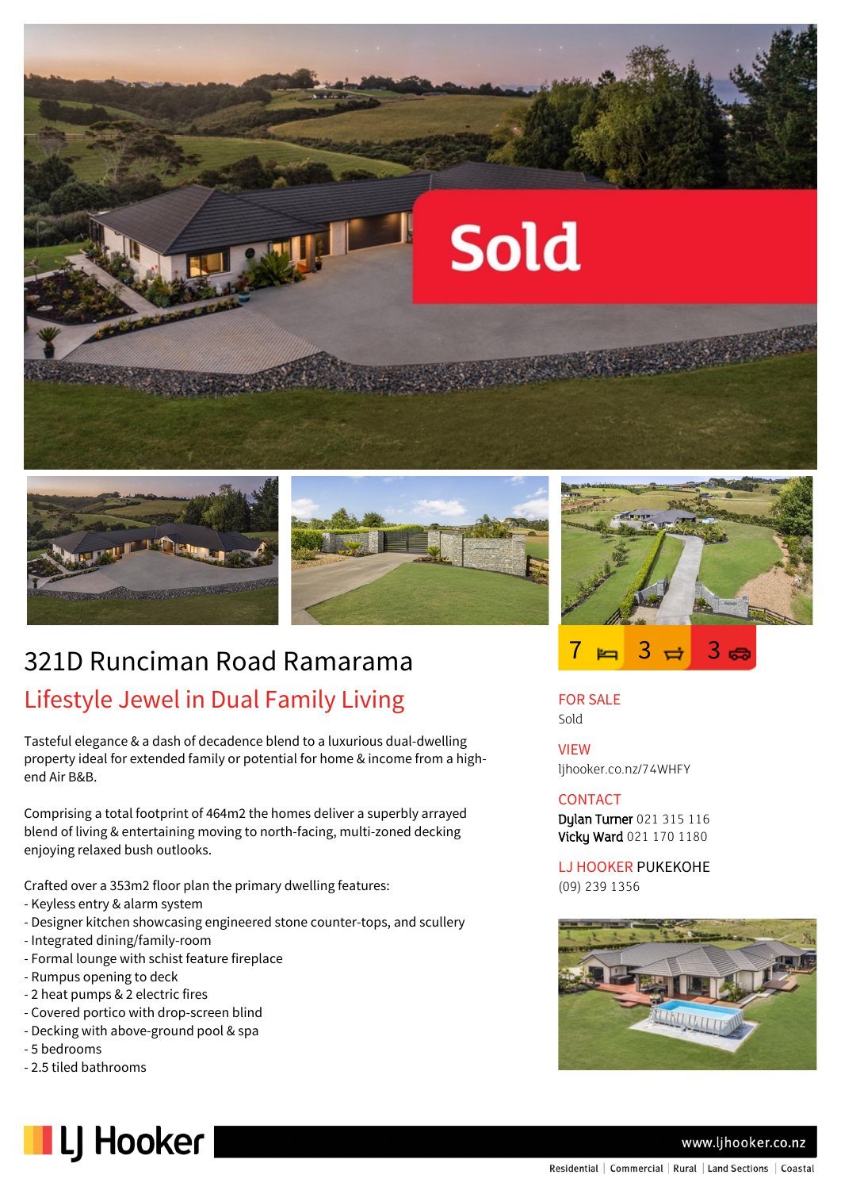Sold

# 321D Runciman Road Ramarama

## Lifestyle Jewel in Dual Family Living

7 3 3

Tasteful elegance & a dash of decadence blend to a luxurious dual-dwelling property ideal for extended family or potential for home & income from a high-end Air B&B.

Comprising a total footprint of 464m2 the homes deliver a superbly arrayed blend of living & entertaining moving to north-facing, multi-zoned decking enjoying relaxed bush outlooks.

Crafted over a 353m2 floor plan the primary dwelling features:
- Keyless entry & alarm system
- Designer kitchen showcasing engineered stone counter-tops, and scullery
- Integrated dining/family-room
- Formal lounge with schist feature fireplace
- Rumpus opening to deck
- 2 heat pumps & 2 electric fires
- Covered portico with drop-screen blind
- Decking with above-ground pool & spa
- 5 bedrooms
- 2.5 tiled bathrooms

**FOR SALE**
Sold

**VIEW**
ljhooker.co.nz/74WHFY

**CONTACT**
**Dylan Turner** 021 315 116
**Vicky Ward** 021 170 1180

**LJ HOOKER PUKEKOHE**
(09) 239 1356

LJ Hooker

www.ljhooker.co.nz

Residential | Commercial | Rural | Land Sections | Coastal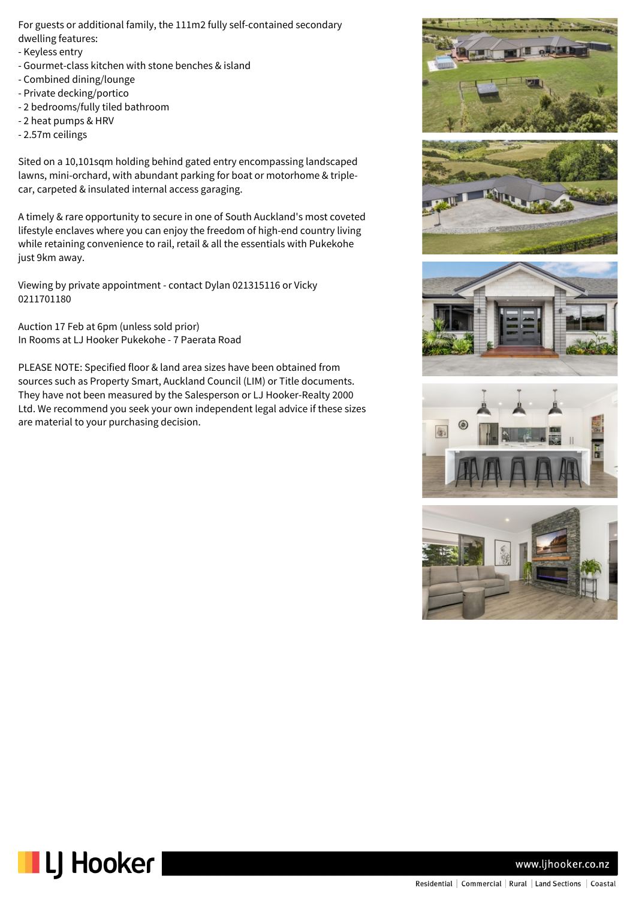For guests or additional family, the 111m2 fully self-contained secondary dwelling features:
- Keyless entry
- Gourmet-class kitchen with stone benches & island
- Combined dining/lounge
- Private decking/portico
- 2 bedrooms/fully tiled bathroom
- 2 heat pumps & HRV
- 2.57m ceilings

Sited on a 10,101sqm holding behind gated entry encompassing landscaped lawns, mini-orchard, with abundant parking for boat or motorhome & triple-car, carpeted & insulated internal access garaging.

A timely & rare opportunity to secure in one of South Auckland's most coveted lifestyle enclaves where you can enjoy the freedom of high-end country living while retaining convenience to rail, retail & all the essentials with Pukekohe just 9km away.

Viewing by private appointment - contact Dylan 021315116 or Vicky 0211701180

Auction 17 Feb at 6pm (unless sold prior)
In Rooms at LJ Hooker Pukekohe - 7 Paerata Road

PLEASE NOTE: Specified floor & land area sizes have been obtained from sources such as Property Smart, Auckland Council (LIM) or Title documents. They have not been measured by the Salesperson or LJ Hooker-Realty 2000 Ltd. We recommend you seek your own independent legal advice if these sizes are material to your purchasing decision.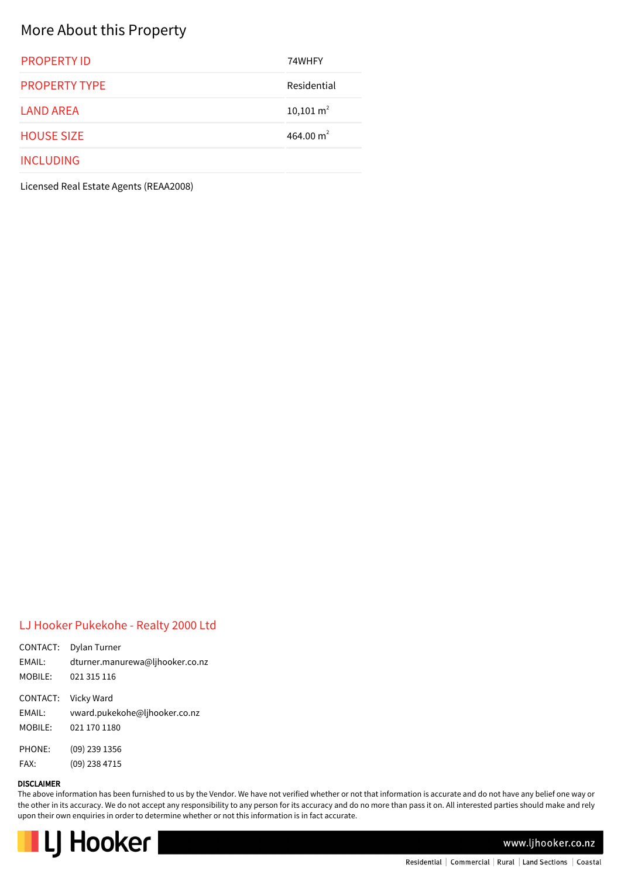## More About this Property

| | |
|---|---|
| PROPERTY ID | 74WHFY |
| PROPERTY TYPE | Residential |
| LAND AREA | 10,101 $m^2$ |
| HOUSE SIZE | 464.00 $m^2$ |
| INCLUDING | |

Licensed Real Estate Agents (REAA2008)

### LJ Hooker Pukekohe - Realty 2000 Ltd

CONTACT: Dylan Turner
EMAIL: dturner.manurewa@ljhooker.co.nz
MOBILE: 021 315 116

CONTACT: Vicky Ward
EMAIL: vward.pukekohe@ljhooker.co.nz
MOBILE: 021 170 1180

PHONE: (09) 239 1356
FAX: (09) 238 4715

**DISCLAIMER**
The above information has been furnished to us by the Vendor. We have not verified whether or not that information is accurate and do not have any belief one way or the other in its accuracy. We do not accept any responsibility to any person for its accuracy and do no more than pass it on. All interested parties should make and rely upon their own enquiries in order to determine whether or not this information is in fact accurate.

LJ Hooker

www.ljhooker.co.nz

Residential | Commercial | Rural | Land Sections | Coastal